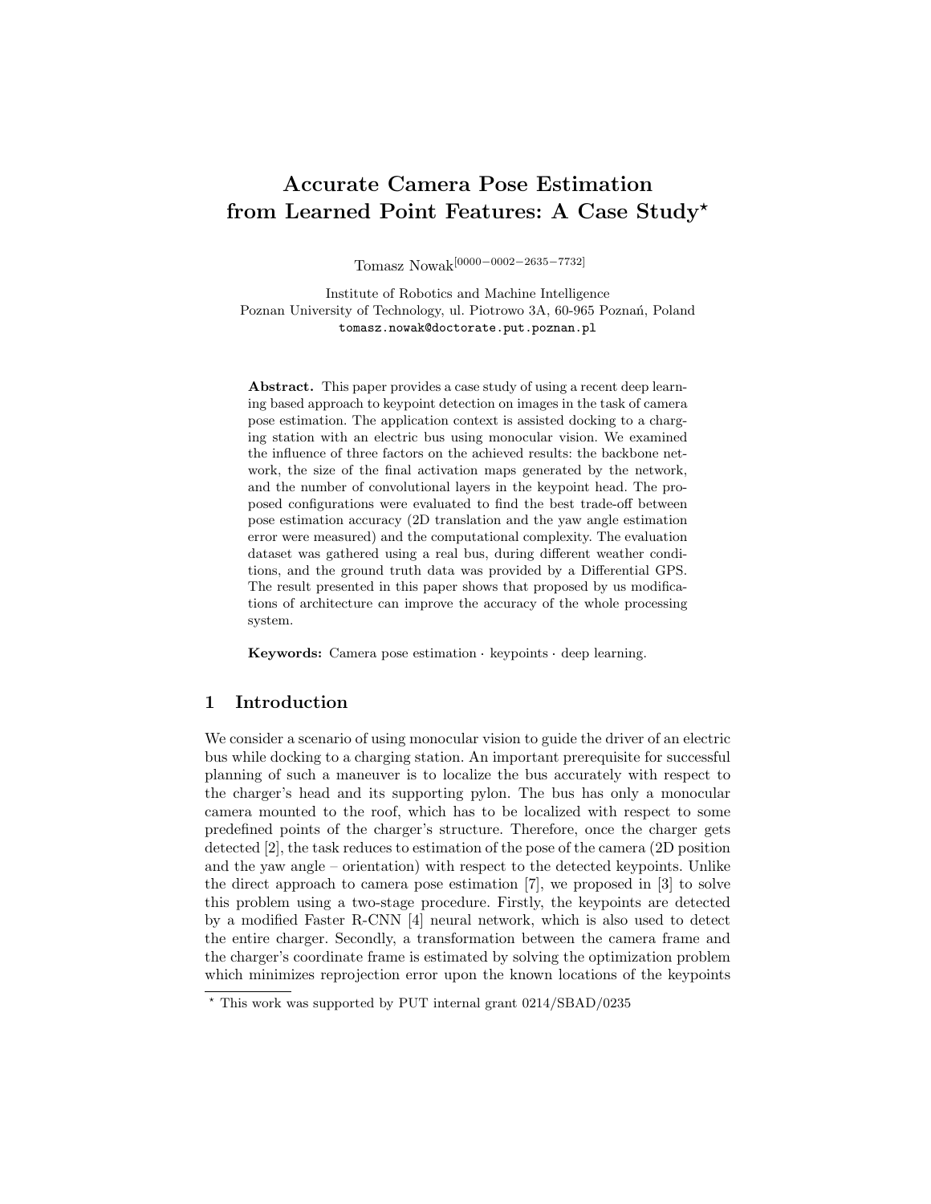# Accurate Camera Pose Estimation from Learned Point Features: A Case Study*

Tomasz Nowak[0000−0002−2635−7732]

Institute of Robotics and Machine Intelligence
Poznan University of Technology, ul. Piotrowo 3A, 60-965 Poznań, Poland
tomasz.nowak@doctorate.put.poznan.pl

**Abstract.** This paper provides a case study of using a recent deep learning based approach to keypoint detection on images in the task of camera pose estimation. The application context is assisted docking to a charging station with an electric bus using monocular vision. We examined the influence of three factors on the achieved results: the backbone network, the size of the final activation maps generated by the network, and the number of convolutional layers in the keypoint head. The proposed configurations were evaluated to find the best trade-off between pose estimation accuracy (2D translation and the yaw angle estimation error were measured) and the computational complexity. The evaluation dataset was gathered using a real bus, during different weather conditions, and the ground truth data was provided by a Differential GPS. The result presented in this paper shows that proposed by us modifications of architecture can improve the accuracy of the whole processing system.

**Keywords:** Camera pose estimation · keypoints · deep learning.

## 1 Introduction

We consider a scenario of using monocular vision to guide the driver of an electric bus while docking to a charging station. An important prerequisite for successful planning of such a maneuver is to localize the bus accurately with respect to the charger's head and its supporting pylon. The bus has only a monocular camera mounted to the roof, which has to be localized with respect to some predefined points of the charger's structure. Therefore, once the charger gets detected [2], the task reduces to estimation of the pose of the camera (2D position and the yaw angle – orientation) with respect to the detected keypoints. Unlike the direct approach to camera pose estimation [7], we proposed in [3] to solve this problem using a two-stage procedure. Firstly, the keypoints are detected by a modified Faster R-CNN [4] neural network, which is also used to detect the entire charger. Secondly, a transformation between the camera frame and the charger's coordinate frame is estimated by solving the optimization problem which minimizes reprojection error upon the known locations of the keypoints

* This work was supported by PUT internal grant 0214/SBAD/0235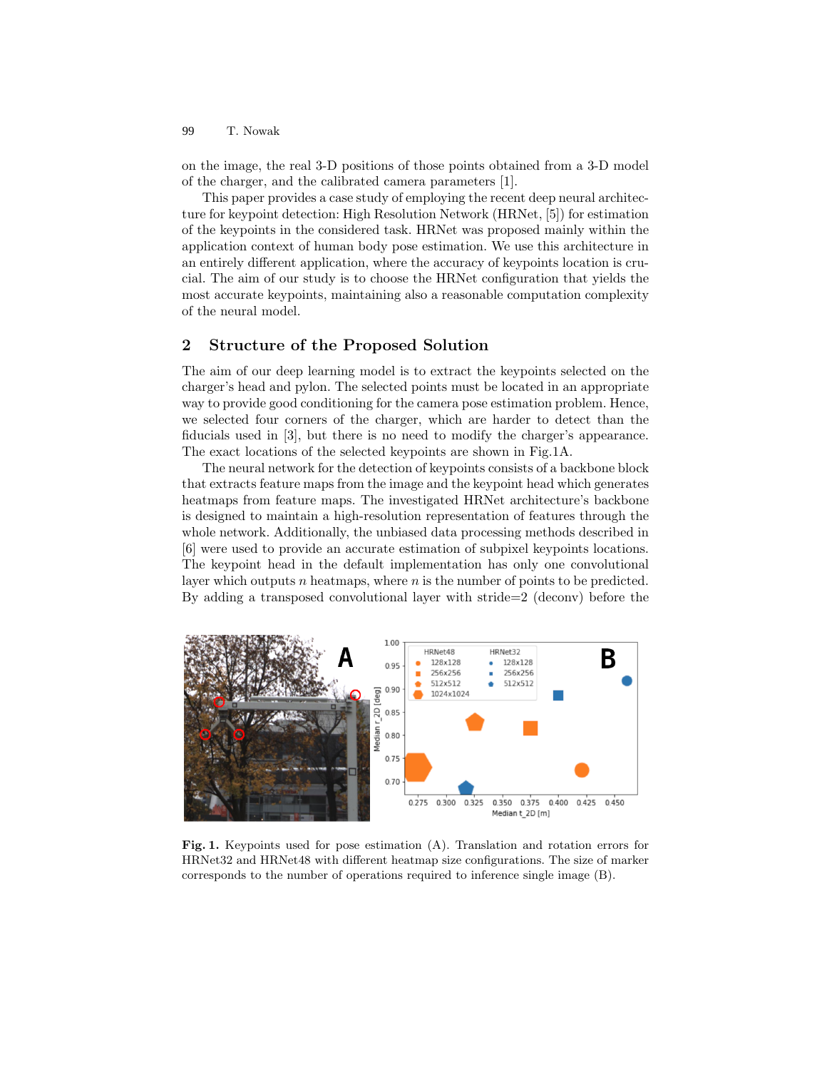on the image, the real 3-D positions of those points obtained from a 3-D model of the charger, and the calibrated camera parameters [1].

This paper provides a case study of employing the recent deep neural architecture for keypoint detection: High Resolution Network (HRNet, [5]) for estimation of the keypoints in the considered task. HRNet was proposed mainly within the application context of human body pose estimation. We use this architecture in an entirely different application, where the accuracy of keypoints location is crucial. The aim of our study is to choose the HRNet configuration that yields the most accurate keypoints, maintaining also a reasonable computation complexity of the neural model.

## 2 Structure of the Proposed Solution

The aim of our deep learning model is to extract the keypoints selected on the charger's head and pylon. The selected points must be located in an appropriate way to provide good conditioning for the camera pose estimation problem. Hence, we selected four corners of the charger, which are harder to detect than the fiducials used in [3], but there is no need to modify the charger's appearance. The exact locations of the selected keypoints are shown in Fig.1A.

The neural network for the detection of keypoints consists of a backbone block that extracts feature maps from the image and the keypoint head which generates heatmaps from feature maps. The investigated HRNet architecture's backbone is designed to maintain a high-resolution representation of features through the whole network. Additionally, the unbiased data processing methods described in [6] were used to provide an accurate estimation of subpixel keypoints locations. The keypoint head in the default implementation has only one convolutional layer which outputs $n$ heatmaps, where $n$ is the number of points to be predicted. By adding a transposed convolutional layer with stride=2 (deconv) before the

**Fig. 1.** Keypoints used for pose estimation (A). Translation and rotation errors for HRNet32 and HRNet48 with different heatmap size configurations. The size of marker corresponds to the number of operations required to inference single image (B).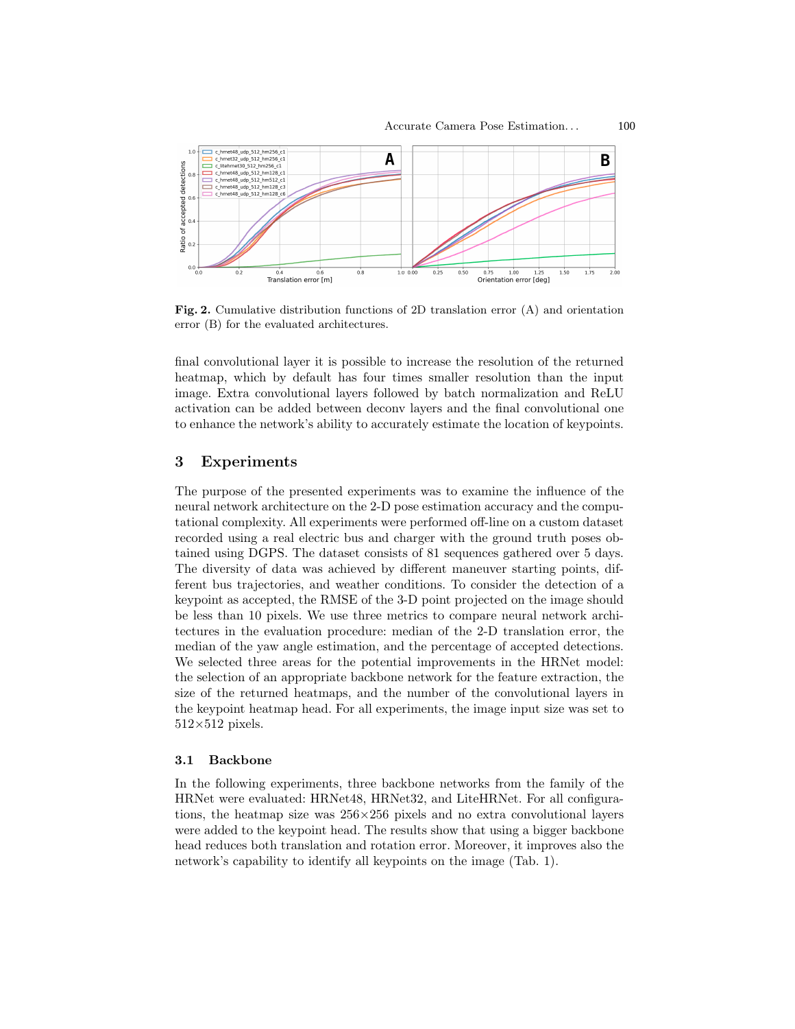**Fig. 2.** Cumulative distribution functions of 2D translation error (A) and orientation error (B) for the evaluated architectures.

final convolutional layer it is possible to increase the resolution of the returned heatmap, which by default has four times smaller resolution than the input image. Extra convolutional layers followed by batch normalization and ReLU activation can be added between deconv layers and the final convolutional one to enhance the network's ability to accurately estimate the location of keypoints.

## 3 Experiments

The purpose of the presented experiments was to examine the influence of the neural network architecture on the 2-D pose estimation accuracy and the computational complexity. All experiments were performed off-line on a custom dataset recorded using a real electric bus and charger with the ground truth poses obtained using DGPS. The dataset consists of 81 sequences gathered over 5 days. The diversity of data was achieved by different maneuver starting points, different bus trajectories, and weather conditions. To consider the detection of a keypoint as accepted, the RMSE of the 3-D point projected on the image should be less than 10 pixels. We use three metrics to compare neural network architectures in the evaluation procedure: median of the 2-D translation error, the median of the yaw angle estimation, and the percentage of accepted detections. We selected three areas for the potential improvements in the HRNet model: the selection of an appropriate backbone network for the feature extraction, the size of the returned heatmaps, and the number of the convolutional layers in the keypoint heatmap head. For all experiments, the image input size was set to 512×512 pixels.

### 3.1 Backbone

In the following experiments, three backbone networks from the family of the HRNet were evaluated: HRNet48, HRNet32, and LiteHRNet. For all configurations, the heatmap size was 256×256 pixels and no extra convolutional layers were added to the keypoint head. The results show that using a bigger backbone head reduces both translation and rotation error. Moreover, it improves also the network's capability to identify all keypoints on the image (Tab. 1).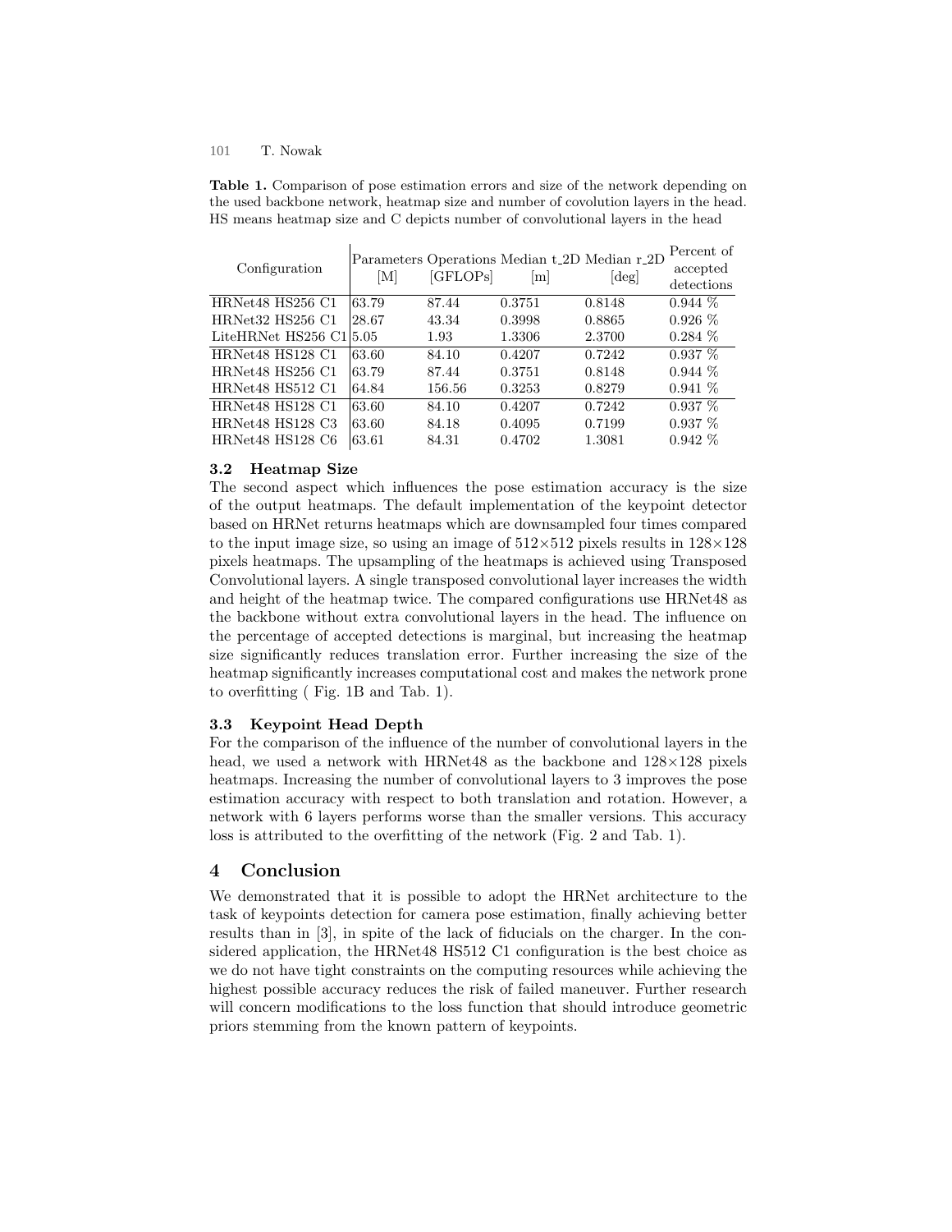**Table 1.** Comparison of pose estimation errors and size of the network depending on the used backbone network, heatmap size and number of covolution layers in the head. HS means heatmap size and C depicts number of convolutional layers in the head

| Configuration | Parameters [M] | Operations [GFLOPs] | Median t_2D [m] | Median r_2D [deg] | Percent of accepted detections |
|---|---|---|---|---|---|
| HRNet48 HS256 C1 | 63.79 | 87.44 | 0.3751 | 0.8148 | 0.944 % |
| HRNet32 HS256 C1 | 28.67 | 43.34 | 0.3998 | 0.8865 | 0.926 % |
| LiteHRNet HS256 C1 | 5.05 | 1.93 | 1.3306 | 2.3700 | 0.284 % |
| HRNet48 HS128 C1 | 63.60 | 84.10 | 0.4207 | 0.7242 | 0.937 % |
| HRNet48 HS256 C1 | 63.79 | 87.44 | 0.3751 | 0.8148 | 0.944 % |
| HRNet48 HS512 C1 | 64.84 | 156.56 | 0.3253 | 0.8279 | 0.941 % |
| HRNet48 HS128 C1 | 63.60 | 84.10 | 0.4207 | 0.7242 | 0.937 % |
| HRNet48 HS128 C3 | 63.60 | 84.18 | 0.4095 | 0.7199 | 0.937 % |
| HRNet48 HS128 C6 | 63.61 | 84.31 | 0.4702 | 1.3081 | 0.942 % |

### 3.2 Heatmap Size

The second aspect which influences the pose estimation accuracy is the size of the output heatmaps. The default implementation of the keypoint detector based on HRNet returns heatmaps which are downsampled four times compared to the input image size, so using an image of $512{\times}512$ pixels results in $128{\times}128$ pixels heatmaps. The upsampling of the heatmaps is achieved using Transposed Convolutional layers. A single transposed convolutional layer increases the width and height of the heatmap twice. The compared configurations use HRNet48 as the backbone without extra convolutional layers in the head. The influence on the percentage of accepted detections is marginal, but increasing the heatmap size significantly reduces translation error. Further increasing the size of the heatmap significantly increases computational cost and makes the network prone to overfitting ( Fig. 1B and Tab. 1).

### 3.3 Keypoint Head Depth

For the comparison of the influence of the number of convolutional layers in the head, we used a network with HRNet48 as the backbone and $128{\times}128$ pixels heatmaps. Increasing the number of convolutional layers to 3 improves the pose estimation accuracy with respect to both translation and rotation. However, a network with 6 layers performs worse than the smaller versions. This accuracy loss is attributed to the overfitting of the network (Fig. 2 and Tab. 1).

## 4 Conclusion

We demonstrated that it is possible to adopt the HRNet architecture to the task of keypoints detection for camera pose estimation, finally achieving better results than in [3], in spite of the lack of fiducials on the charger. In the considered application, the HRNet48 HS512 C1 configuration is the best choice as we do not have tight constraints on the computing resources while achieving the highest possible accuracy reduces the risk of failed maneuver. Further research will concern modifications to the loss function that should introduce geometric priors stemming from the known pattern of keypoints.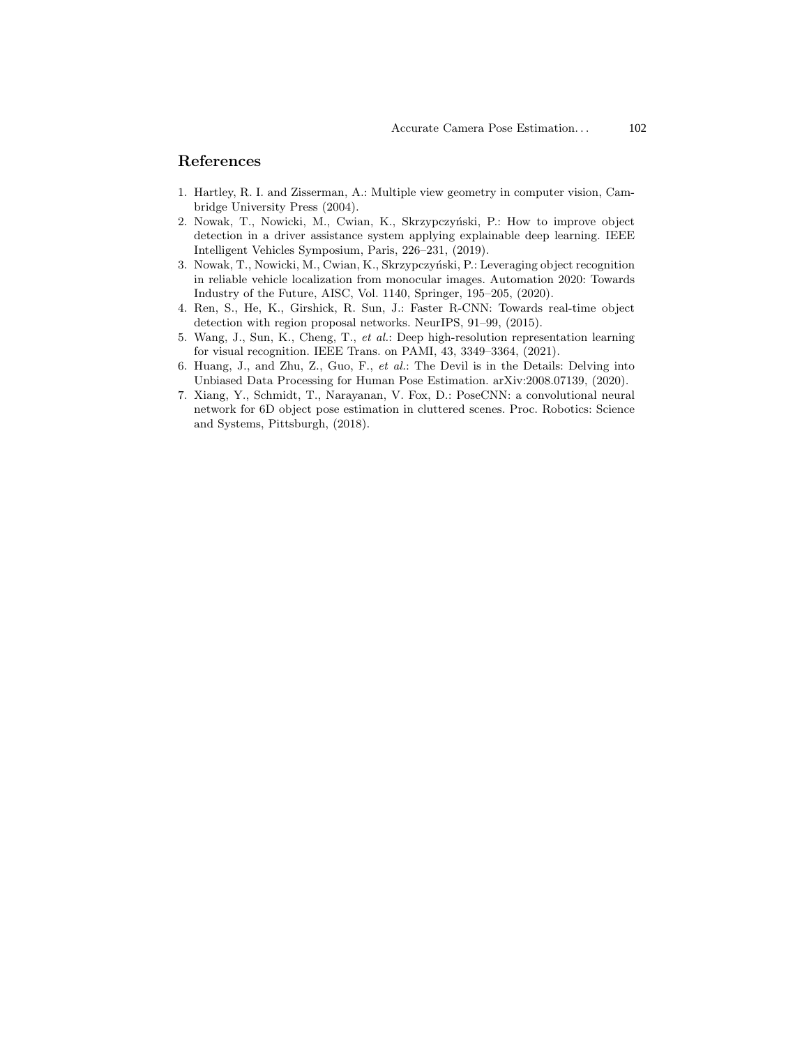## References

1. Hartley, R. I. and Zisserman, A.: Multiple view geometry in computer vision, Cambridge University Press (2004).
2. Nowak, T., Nowicki, M., Cwian, K., Skrzypczyński, P.: How to improve object detection in a driver assistance system applying explainable deep learning. IEEE Intelligent Vehicles Symposium, Paris, 226–231, (2019).
3. Nowak, T., Nowicki, M., Cwian, K., Skrzypczyński, P.: Leveraging object recognition in reliable vehicle localization from monocular images. Automation 2020: Towards Industry of the Future, AISC, Vol. 1140, Springer, 195–205, (2020).
4. Ren, S., He, K., Girshick, R. Sun, J.: Faster R-CNN: Towards real-time object detection with region proposal networks. NeurIPS, 91–99, (2015).
5. Wang, J., Sun, K., Cheng, T., *et al.*: Deep high-resolution representation learning for visual recognition. IEEE Trans. on PAMI, 43, 3349–3364, (2021).
6. Huang, J., and Zhu, Z., Guo, F., *et al.*: The Devil is in the Details: Delving into Unbiased Data Processing for Human Pose Estimation. arXiv:2008.07139, (2020).
7. Xiang, Y., Schmidt, T., Narayanan, V. Fox, D.: PoseCNN: a convolutional neural network for 6D object pose estimation in cluttered scenes. Proc. Robotics: Science and Systems, Pittsburgh, (2018).